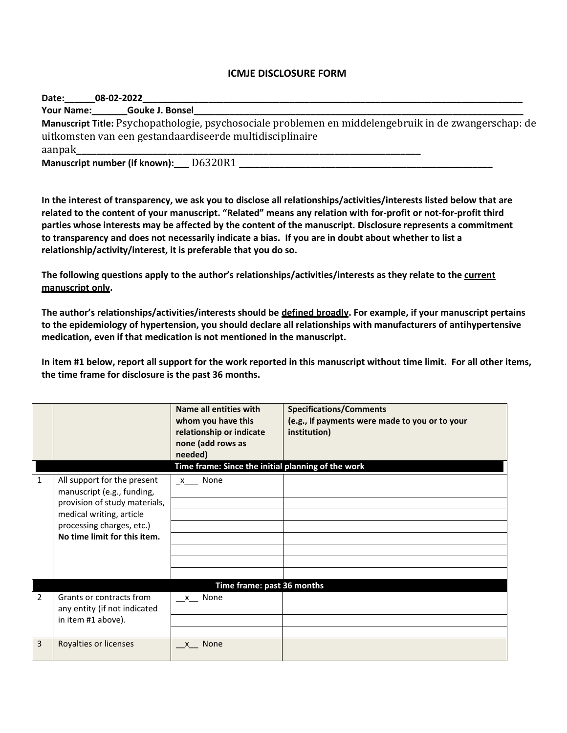# ICMJE DISCLOSURE FORM

**Date:**______08-02-2022______________________________________________________________________________

**Your Name:**_______Gouke J. Bonsel_____________________________________________________________________

**Manuscript Title:** Psychopathologie, psychosociale problemen en middelengebruik in de zwangerschap: de uitkomsten van een gestandaardiseerde multidisciplinaire aanpak___________________________________________________________________________

**Manuscript number (if known):**___ D6320R1 ________________________________________________________

**In the interest of transparency, we ask you to disclose all relationships/activities/interests listed below that are related to the content of your manuscript. "Related" means any relation with for-profit or not-for-profit third parties whose interests may be affected by the content of the manuscript. Disclosure represents a commitment to transparency and does not necessarily indicate a bias. If you are in doubt about whether to list a relationship/activity/interest, it is preferable that you do so.**

**The following questions apply to the author's relationships/activities/interests as they relate to the current manuscript only.**

**The author's relationships/activities/interests should be defined broadly. For example, if your manuscript pertains to the epidemiology of hypertension, you should declare all relationships with manufacturers of antihypertensive medication, even if that medication is not mentioned in the manuscript.**

**In item #1 below, report all support for the work reported in this manuscript without time limit. For all other items, the time frame for disclosure is the past 36 months.**

| | | **Name all entities with whom you have this relationship or indicate none (add rows as needed)** | **Specifications/Comments (e.g., if payments were made to you or to your institution)** |
|---|---|---|---|
| | | **Time frame: Since the initial planning of the work** | |
| 1 | All support for the present manuscript (e.g., funding, provision of study materials, medical writing, article processing charges, etc.) **No time limit for this item.** | _x___ None | |
| | | | |
| | | | |
| | | | |
| | | | |
| | | | |
| | | | |
| | | **Time frame: past 36 months** | |
| 2 | Grants or contracts from any entity (if not indicated in item #1 above). | __x__ None | |
| | | | |
| | | | |
| 3 | Royalties or licenses | __x__ None | |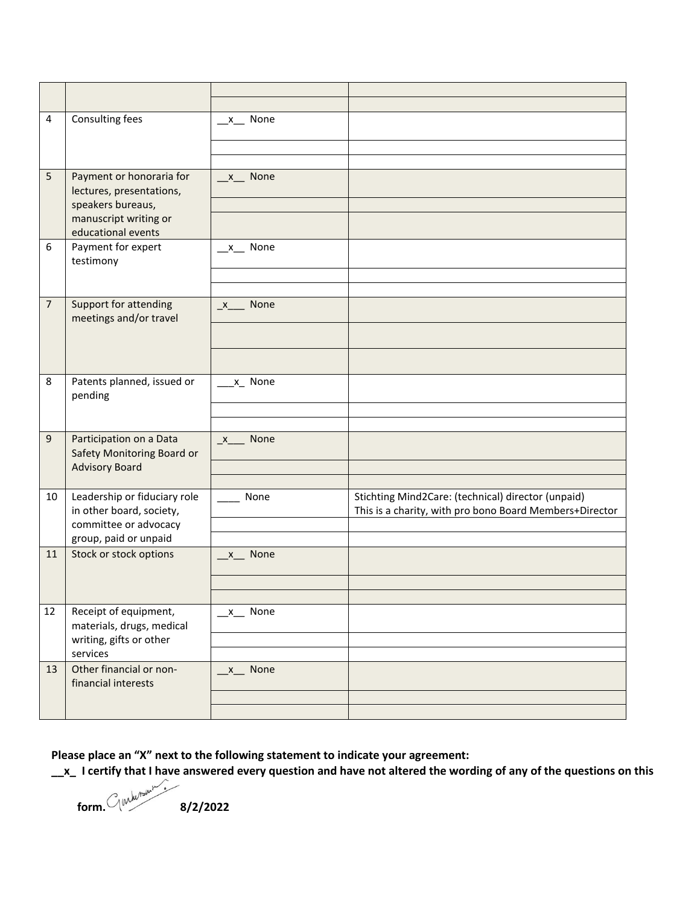| | | | |
|---|---|---|---|
| | | | |
| | | | |
| 4 | Consulting fees | __x__ None | |
| | | | |
| | | | |
| 5 | Payment or honoraria for lectures, presentations, speakers bureaus, manuscript writing or educational events | __x__ None | |
| | | | |
| | | | |
| 6 | Payment for expert testimony | __x__ None | |
| | | | |
| | | | |
| 7 | Support for attending meetings and/or travel | _x___ None | |
| | | | |
| | | | |
| 8 | Patents planned, issued or pending | ___x_ None | |
| | | | |
| | | | |
| 9 | Participation on a Data Safety Monitoring Board or Advisory Board | _x___ None | |
| | | | |
| | | | |
| 10 | Leadership or fiduciary role in other board, society, committee or advocacy group, paid or unpaid | ____ None | Stichting Mind2Care: (technical) director (unpaid) This is a charity, with pro bono Board Members+Director |
| | | | |
| | | | |
| 11 | Stock or stock options | __x__ None | |
| | | | |
| | | | |
| 12 | Receipt of equipment, materials, drugs, medical writing, gifts or other services | __x__ None | |
| | | | |
| | | | |
| 13 | Other financial or non-financial interests | __x__ None | |
| | | | |
| | | | |

**Please place an "X" next to the following statement to indicate your agreement:**

**__x_ I certify that I have answered every question and have not altered the wording of any of the questions on this form.** **8/2/2022**